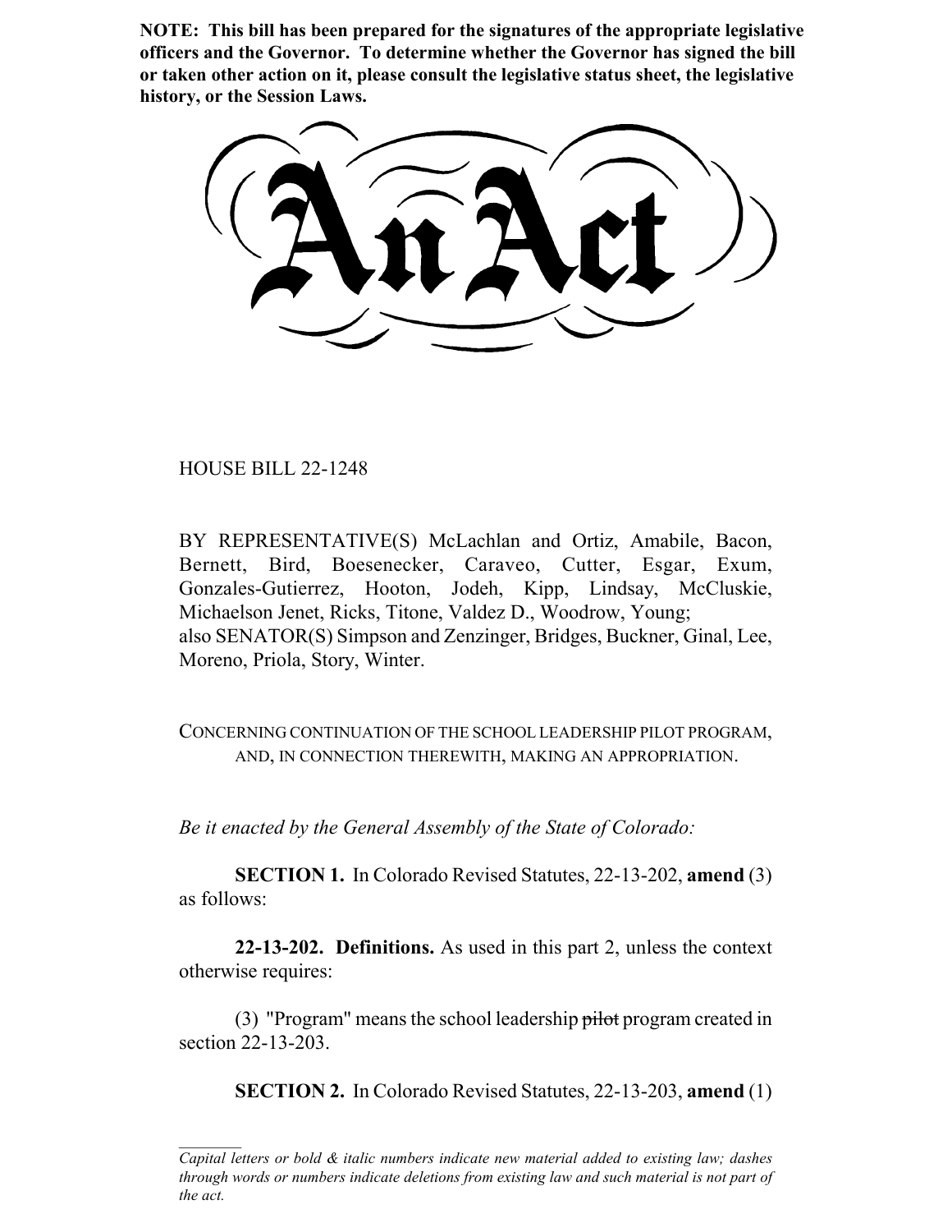**NOTE: This bill has been prepared for the signatures of the appropriate legislative officers and the Governor. To determine whether the Governor has signed the bill or taken other action on it, please consult the legislative status sheet, the legislative history, or the Session Laws.**

# An Act

HOUSE BILL 22-1248

BY REPRESENTATIVE(S) McLachlan and Ortiz, Amabile, Bacon, Bernett, Bird, Boesenecker, Caraveo, Cutter, Esgar, Exum, Gonzales-Gutierrez, Hooton, Jodeh, Kipp, Lindsay, McCluskie, Michaelson Jenet, Ricks, Titone, Valdez D., Woodrow, Young;
also SENATOR(S) Simpson and Zenzinger, Bridges, Buckner, Ginal, Lee, Moreno, Priola, Story, Winter.

CONCERNING CONTINUATION OF THE SCHOOL LEADERSHIP PILOT PROGRAM, AND, IN CONNECTION THEREWITH, MAKING AN APPROPRIATION.

*Be it enacted by the General Assembly of the State of Colorado:*

**SECTION 1.** In Colorado Revised Statutes, 22-13-202, **amend** (3) as follows:

**22-13-202. Definitions.** As used in this part 2, unless the context otherwise requires:

(3) "Program" means the school leadership ~~pilot~~ program created in section 22-13-203.

**SECTION 2.** In Colorado Revised Statutes, 22-13-203, **amend** (1)

---

*Capital letters or bold & italic numbers indicate new material added to existing law; dashes through words or numbers indicate deletions from existing law and such material is not part of the act.*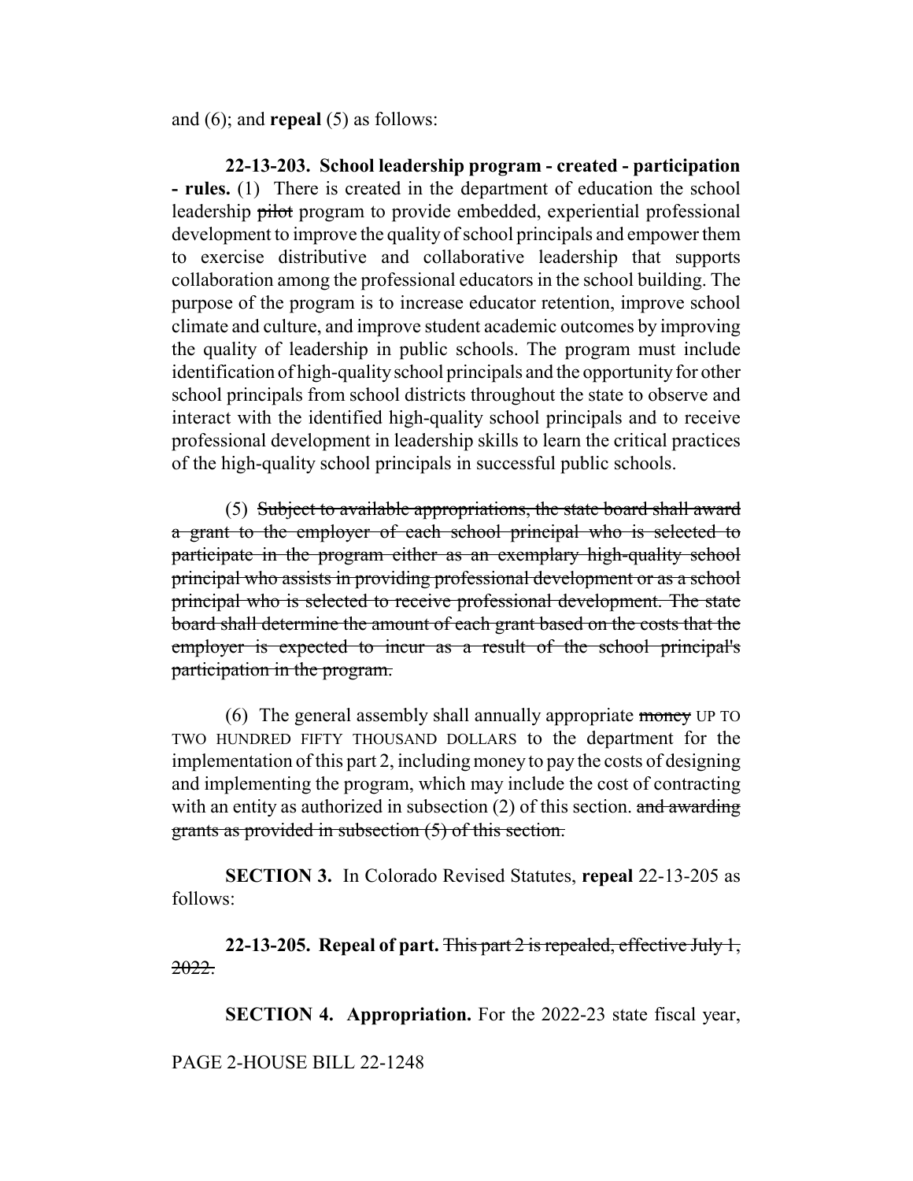and (6); and **repeal** (5) as follows:

**22-13-203. School leadership program - created - participation - rules.** (1) There is created in the department of education the school leadership ~~pilot~~ program to provide embedded, experiential professional development to improve the quality of school principals and empower them to exercise distributive and collaborative leadership that supports collaboration among the professional educators in the school building. The purpose of the program is to increase educator retention, improve school climate and culture, and improve student academic outcomes by improving the quality of leadership in public schools. The program must include identification of high-quality school principals and the opportunity for other school principals from school districts throughout the state to observe and interact with the identified high-quality school principals and to receive professional development in leadership skills to learn the critical practices of the high-quality school principals in successful public schools.

(5) ~~Subject to available appropriations, the state board shall award a grant to the employer of each school principal who is selected to participate in the program either as an exemplary high-quality school principal who assists in providing professional development or as a school principal who is selected to receive professional development. The state board shall determine the amount of each grant based on the costs that the employer is expected to incur as a result of the school principal's participation in the program.~~

(6) The general assembly shall annually appropriate ~~money~~ UP TO TWO HUNDRED FIFTY THOUSAND DOLLARS to the department for the implementation of this part 2, including money to pay the costs of designing and implementing the program, which may include the cost of contracting with an entity as authorized in subsection (2) of this section. ~~and awarding grants as provided in subsection (5) of this section.~~

**SECTION 3.** In Colorado Revised Statutes, **repeal** 22-13-205 as follows:

**22-13-205. Repeal of part.** ~~This part 2 is repealed, effective July 1, 2022.~~

**SECTION 4. Appropriation.** For the 2022-23 state fiscal year,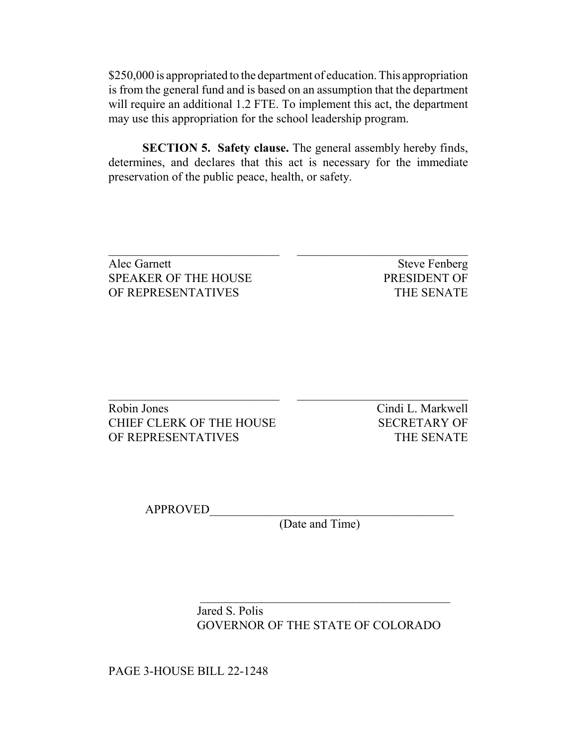$250,000 is appropriated to the department of education. This appropriation is from the general fund and is based on an assumption that the department will require an additional 1.2 FTE. To implement this act, the department may use this appropriation for the school leadership program.

**SECTION 5. Safety clause.** The general assembly hereby finds, determines, and declares that this act is necessary for the immediate preservation of the public peace, health, or safety.

| | |
|---|---|
| ____________________________ | ____________________________ |
| Alec Garnett | Steve Fenberg |
| SPEAKER OF THE HOUSE OF REPRESENTATIVES | PRESIDENT OF THE SENATE |

| | |
|---|---|
| ____________________________ | ____________________________ |
| Robin Jones | Cindi L. Markwell |
| CHIEF CLERK OF THE HOUSE OF REPRESENTATIVES | SECRETARY OF THE SENATE |

APPROVED________________________________________
(Date and Time)

_________________________________________
Jared S. Polis
GOVERNOR OF THE STATE OF COLORADO

PAGE 3-HOUSE BILL 22-1248